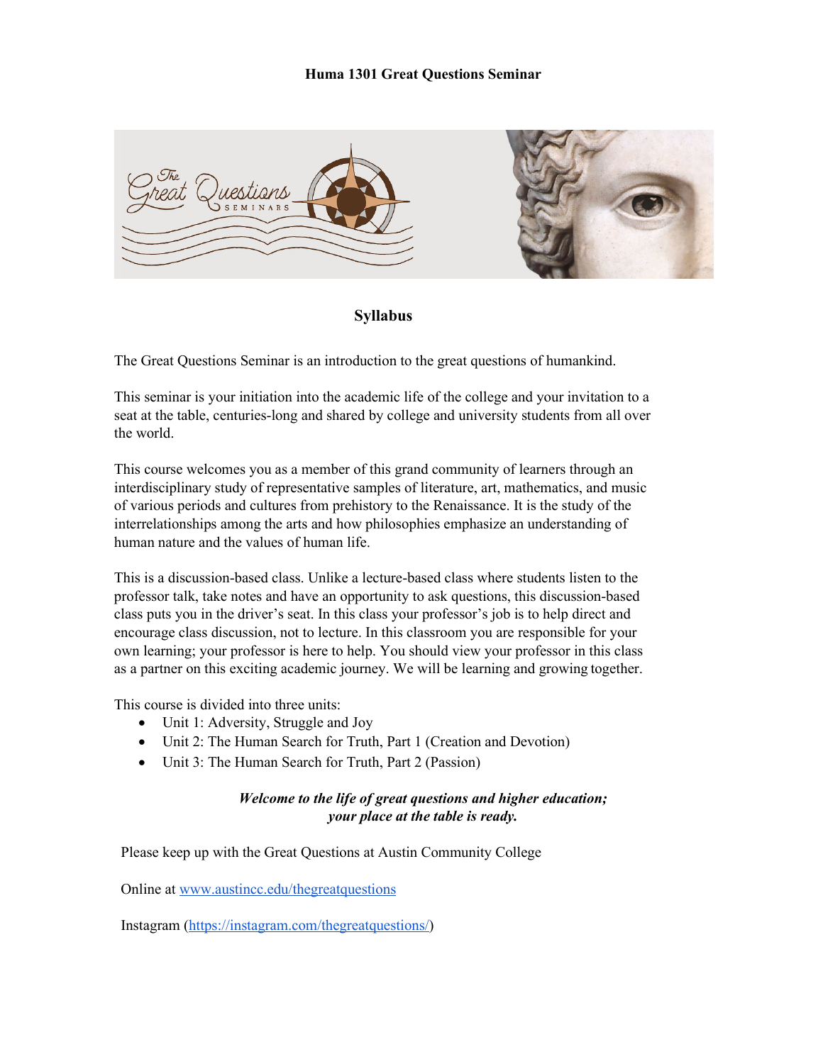# Huma 1301 Great Questions Seminar

## Syllabus

The Great Questions Seminar is an introduction to the great questions of humankind.

This seminar is your initiation into the academic life of the college and your invitation to a seat at the table, centuries-long and shared by college and university students from all over the world.

This course welcomes you as a member of this grand community of learners through an interdisciplinary study of representative samples of literature, art, mathematics, and music of various periods and cultures from prehistory to the Renaissance. It is the study of the interrelationships among the arts and how philosophies emphasize an understanding of human nature and the values of human life.

This is a discussion-based class. Unlike a lecture-based class where students listen to the professor talk, take notes and have an opportunity to ask questions, this discussion-based class puts you in the driver's seat. In this class your professor's job is to help direct and encourage class discussion, not to lecture. In this classroom you are responsible for your own learning; your professor is here to help. You should view your professor in this class as a partner on this exciting academic journey. We will be learning and growing together.

This course is divided into three units:

- Unit 1: Adversity, Struggle and Joy
- Unit 2: The Human Search for Truth, Part 1 (Creation and Devotion)
- Unit 3: The Human Search for Truth, Part 2 (Passion)

***Welcome to the life of great questions and higher education; your place at the table is ready.***

Please keep up with the Great Questions at Austin Community College

Online at [www.austincc.edu/thegreatquestions](www.austincc.edu/thegreatquestions)

Instagram ([https://instagram.com/thegreatquestions/](https://instagram.com/thegreatquestions/))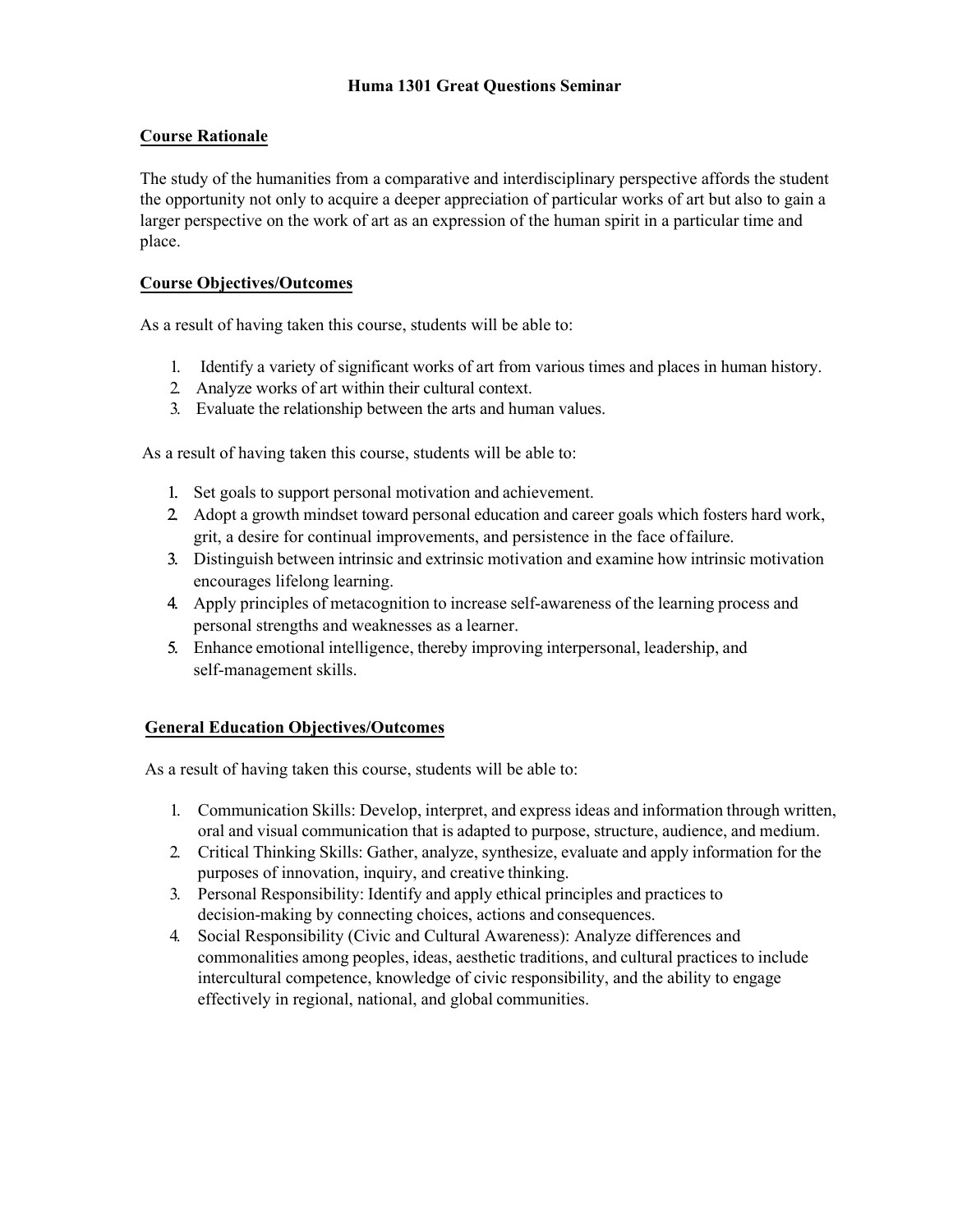# Huma 1301 Great Questions Seminar

## Course Rationale

The study of the humanities from a comparative and interdisciplinary perspective affords the student the opportunity not only to acquire a deeper appreciation of particular works of art but also to gain a larger perspective on the work of art as an expression of the human spirit in a particular time and place.

## Course Objectives/Outcomes

As a result of having taken this course, students will be able to:

1. Identify a variety of significant works of art from various times and places in human history.
2. Analyze works of art within their cultural context.
3. Evaluate the relationship between the arts and human values.

As a result of having taken this course, students will be able to:

1. Set goals to support personal motivation and achievement.
2. Adopt a growth mindset toward personal education and career goals which fosters hard work, grit, a desire for continual improvements, and persistence in the face of failure.
3. Distinguish between intrinsic and extrinsic motivation and examine how intrinsic motivation encourages lifelong learning.
4. Apply principles of metacognition to increase self-awareness of the learning process and personal strengths and weaknesses as a learner.
5. Enhance emotional intelligence, thereby improving interpersonal, leadership, and self-management skills.

## General Education Objectives/Outcomes

As a result of having taken this course, students will be able to:

1. Communication Skills: Develop, interpret, and express ideas and information through written, oral and visual communication that is adapted to purpose, structure, audience, and medium.
2. Critical Thinking Skills: Gather, analyze, synthesize, evaluate and apply information for the purposes of innovation, inquiry, and creative thinking.
3. Personal Responsibility: Identify and apply ethical principles and practices to decision-making by connecting choices, actions and consequences.
4. Social Responsibility (Civic and Cultural Awareness): Analyze differences and commonalities among peoples, ideas, aesthetic traditions, and cultural practices to include intercultural competence, knowledge of civic responsibility, and the ability to engage effectively in regional, national, and global communities.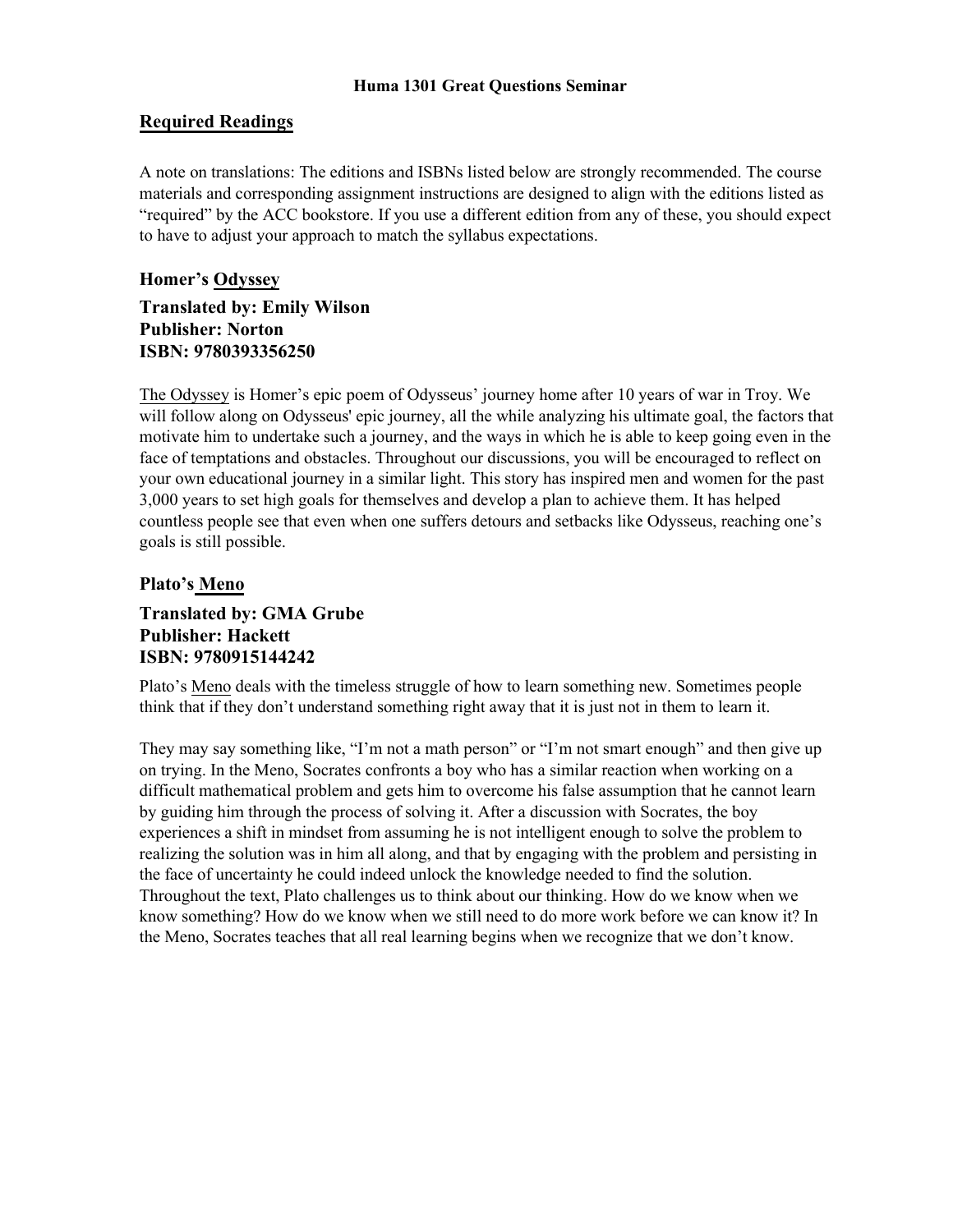**Huma 1301 Great Questions Seminar**

## Required Readings

A note on translations: The editions and ISBNs listed below are strongly recommended. The course materials and corresponding assignment instructions are designed to align with the editions listed as "required" by the ACC bookstore. If you use a different edition from any of these, you should expect to have to adjust your approach to match the syllabus expectations.

### Homer's Odyssey

**Translated by: Emily Wilson**
**Publisher: Norton**
**ISBN: 9780393356250**

The Odyssey is Homer's epic poem of Odysseus' journey home after 10 years of war in Troy. We will follow along on Odysseus' epic journey, all the while analyzing his ultimate goal, the factors that motivate him to undertake such a journey, and the ways in which he is able to keep going even in the face of temptations and obstacles. Throughout our discussions, you will be encouraged to reflect on your own educational journey in a similar light. This story has inspired men and women for the past 3,000 years to set high goals for themselves and develop a plan to achieve them. It has helped countless people see that even when one suffers detours and setbacks like Odysseus, reaching one's goals is still possible.

### Plato's Meno

**Translated by: GMA Grube**
**Publisher: Hackett**
**ISBN: 9780915144242**

Plato's Meno deals with the timeless struggle of how to learn something new. Sometimes people think that if they don't understand something right away that it is just not in them to learn it.

They may say something like, "I'm not a math person" or "I'm not smart enough" and then give up on trying. In the Meno, Socrates confronts a boy who has a similar reaction when working on a difficult mathematical problem and gets him to overcome his false assumption that he cannot learn by guiding him through the process of solving it. After a discussion with Socrates, the boy experiences a shift in mindset from assuming he is not intelligent enough to solve the problem to realizing the solution was in him all along, and that by engaging with the problem and persisting in the face of uncertainty he could indeed unlock the knowledge needed to find the solution. Throughout the text, Plato challenges us to think about our thinking. How do we know when we know something? How do we know when we still need to do more work before we can know it? In the Meno, Socrates teaches that all real learning begins when we recognize that we don't know.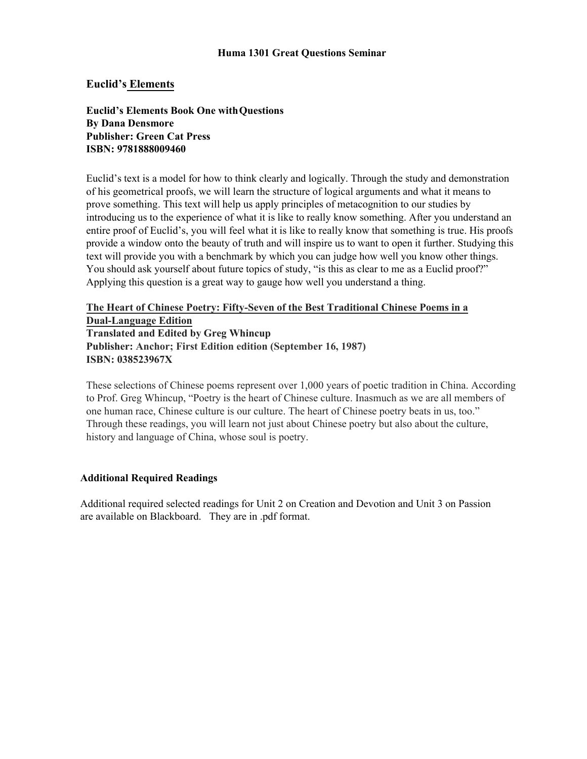**Huma 1301 Great Questions Seminar**

## Euclid's Elements

**Euclid's Elements Book One with Questions**
**By Dana Densmore**
**Publisher: Green Cat Press**
**ISBN: 9781888009460**

Euclid's text is a model for how to think clearly and logically. Through the study and demonstration of his geometrical proofs, we will learn the structure of logical arguments and what it means to prove something. This text will help us apply principles of metacognition to our studies by introducing us to the experience of what it is like to really know something. After you understand an entire proof of Euclid's, you will feel what it is like to really know that something is true. His proofs provide a window onto the beauty of truth and will inspire us to want to open it further. Studying this text will provide you with a benchmark by which you can judge how well you know other things. You should ask yourself about future topics of study, "is this as clear to me as a Euclid proof?" Applying this question is a great way to gauge how well you understand a thing.

**The Heart of Chinese Poetry: Fifty-Seven of the Best Traditional Chinese Poems in a Dual-Language Edition**
**Translated and Edited by Greg Whincup**
**Publisher: Anchor; First Edition edition (September 16, 1987)**
**ISBN: 038523967X**

These selections of Chinese poems represent over 1,000 years of poetic tradition in China. According to Prof. Greg Whincup, "Poetry is the heart of Chinese culture. Inasmuch as we are all members of one human race, Chinese culture is our culture. The heart of Chinese poetry beats in us, too." Through these readings, you will learn not just about Chinese poetry but also about the culture, history and language of China, whose soul is poetry.

### Additional Required Readings

Additional required selected readings for Unit 2 on Creation and Devotion and Unit 3 on Passion are available on Blackboard. They are in .pdf format.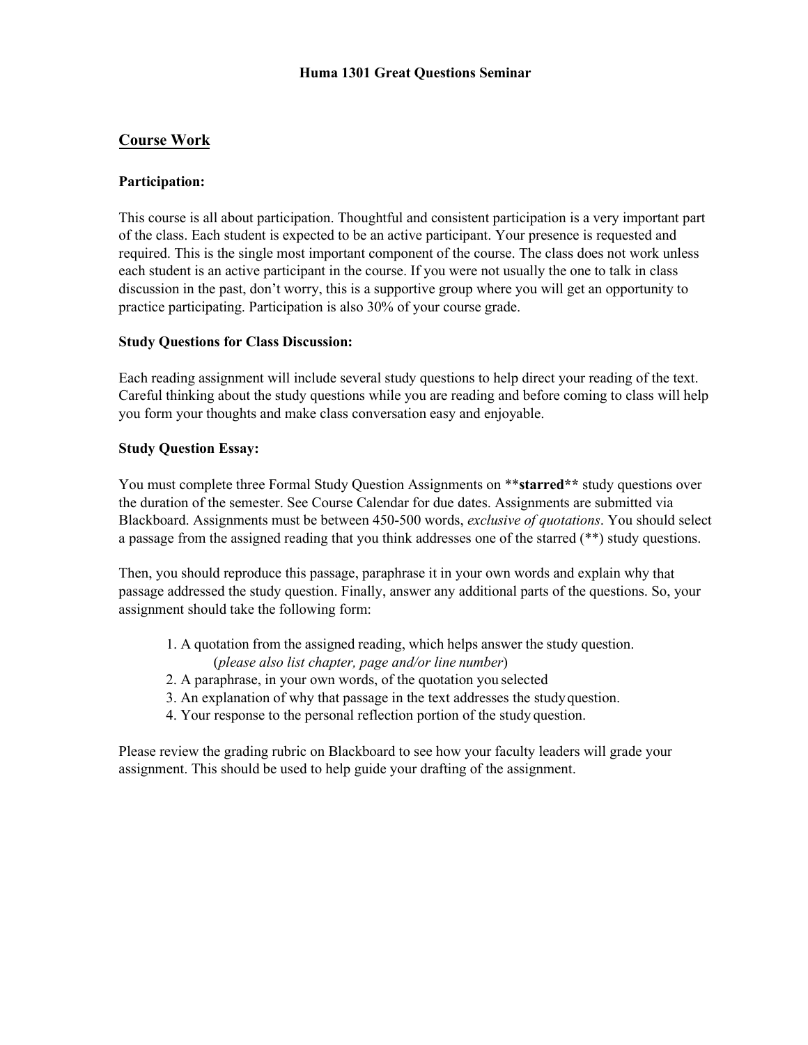**Huma 1301 Great Questions Seminar**

## Course Work

### Participation:

This course is all about participation. Thoughtful and consistent participation is a very important part of the class. Each student is expected to be an active participant. Your presence is requested and required. This is the single most important component of the course. The class does not work unless each student is an active participant in the course. If you were not usually the one to talk in class discussion in the past, don't worry, this is a supportive group where you will get an opportunity to practice participating. Participation is also 30% of your course grade.

### Study Questions for Class Discussion:

Each reading assignment will include several study questions to help direct your reading of the text. Careful thinking about the study questions while you are reading and before coming to class will help you form your thoughts and make class conversation easy and enjoyable.

### Study Question Essay:

You must complete three Formal Study Question Assignments on ****starred**** study questions over the duration of the semester. See Course Calendar for due dates. Assignments are submitted via Blackboard. Assignments must be between 450-500 words, *exclusive of quotations*. You should select a passage from the assigned reading that you think addresses one of the starred (**) study questions.

Then, you should reproduce this passage, paraphrase it in your own words and explain why that passage addressed the study question. Finally, answer any additional parts of the questions. So, your assignment should take the following form:

1. A quotation from the assigned reading, which helps answer the study question. (*please also list chapter, page and/or line number*)
2. A paraphrase, in your own words, of the quotation you selected
3. An explanation of why that passage in the text addresses the study question.
4. Your response to the personal reflection portion of the study question.

Please review the grading rubric on Blackboard to see how your faculty leaders will grade your assignment. This should be used to help guide your drafting of the assignment.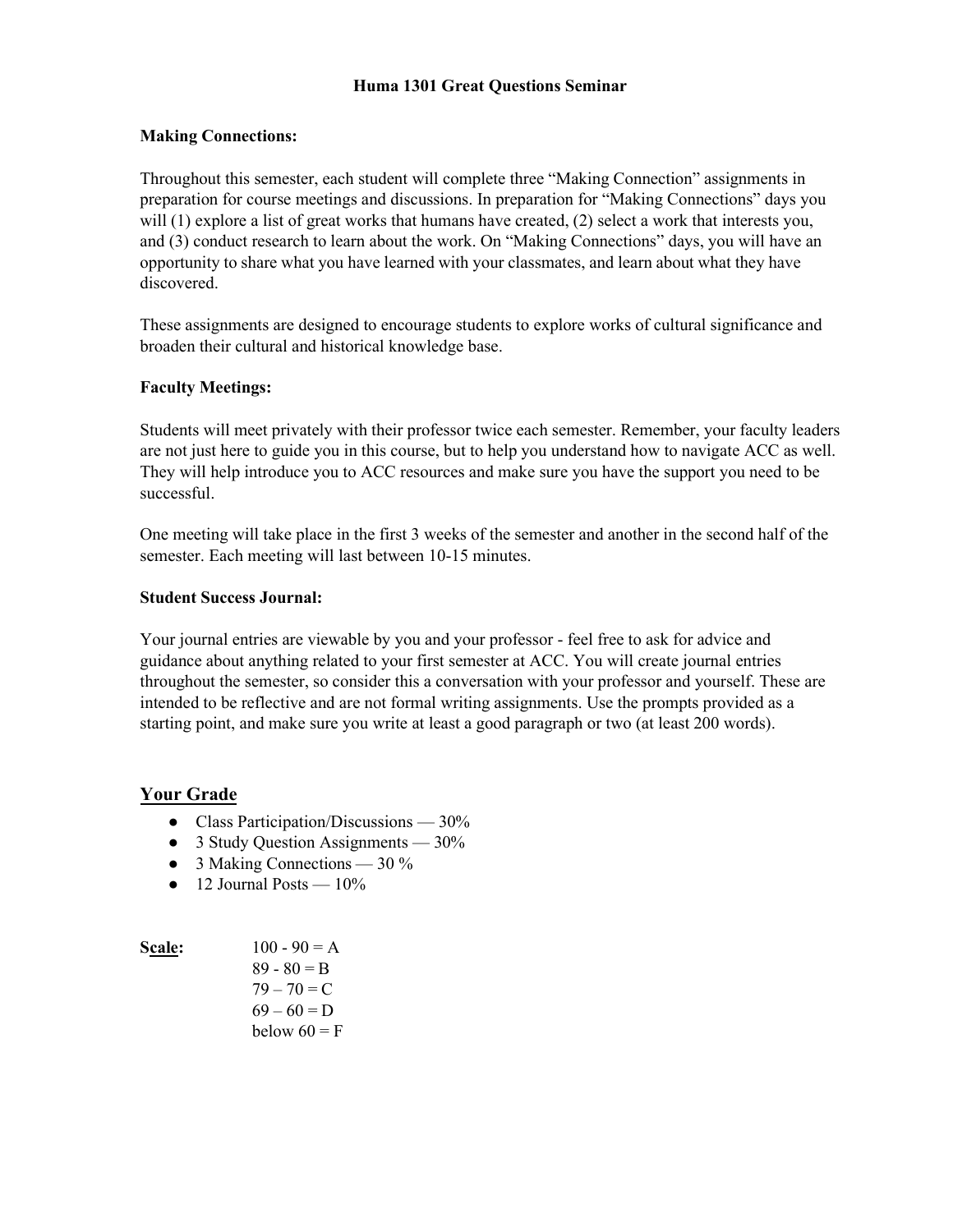# Huma 1301 Great Questions Seminar

**Making Connections:**

Throughout this semester, each student will complete three "Making Connection" assignments in preparation for course meetings and discussions. In preparation for "Making Connections" days you will (1) explore a list of great works that humans have created, (2) select a work that interests you, and (3) conduct research to learn about the work. On "Making Connections" days, you will have an opportunity to share what you have learned with your classmates, and learn about what they have discovered.

These assignments are designed to encourage students to explore works of cultural significance and broaden their cultural and historical knowledge base.

**Faculty Meetings:**

Students will meet privately with their professor twice each semester. Remember, your faculty leaders are not just here to guide you in this course, but to help you understand how to navigate ACC as well. They will help introduce you to ACC resources and make sure you have the support you need to be successful.

One meeting will take place in the first 3 weeks of the semester and another in the second half of the semester. Each meeting will last between 10-15 minutes.

**Student Success Journal:**

Your journal entries are viewable by you and your professor - feel free to ask for advice and guidance about anything related to your first semester at ACC. You will create journal entries throughout the semester, so consider this a conversation with your professor and yourself. These are intended to be reflective and are not formal writing assignments. Use the prompts provided as a starting point, and make sure you write at least a good paragraph or two (at least 200 words).

## Your Grade

- Class Participation/Discussions — 30%
- 3 Study Question Assignments — 30%
- 3 Making Connections — 30 %
- 12 Journal Posts — 10%

**Scale:**

100 - 90 = A
89 - 80 = B
79 – 70 = C
69 – 60 = D
below 60 = F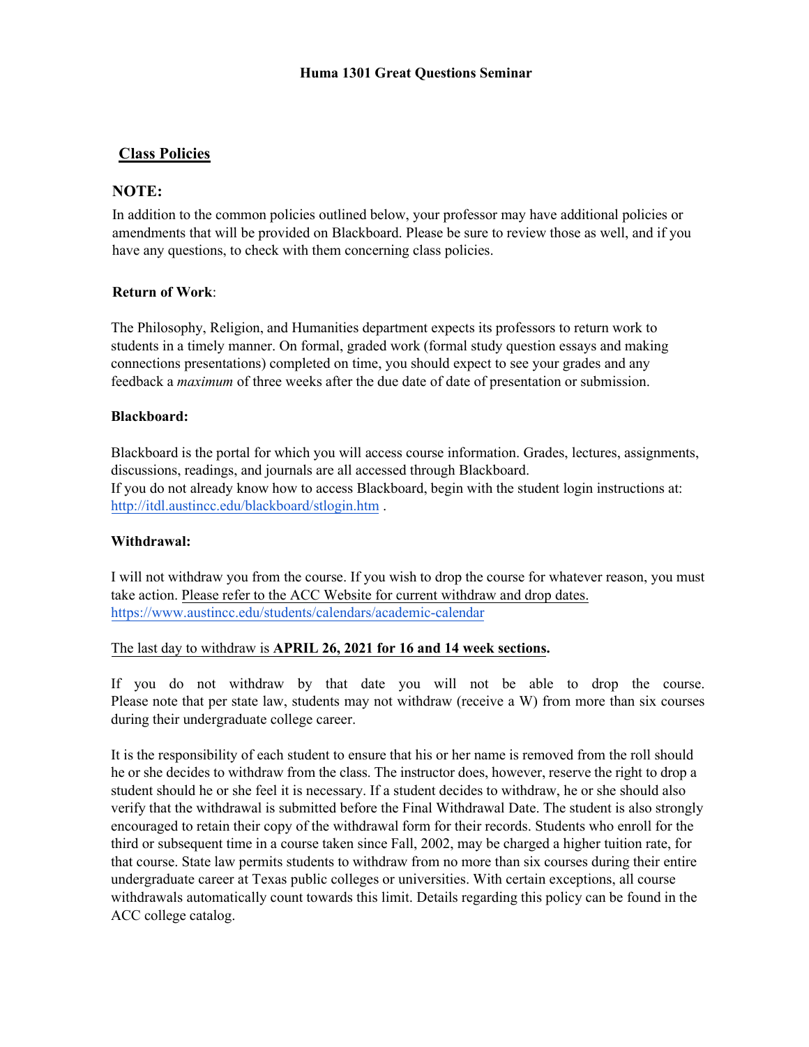**Huma 1301 Great Questions Seminar**

## Class Policies

### NOTE:

In addition to the common policies outlined below, your professor may have additional policies or amendments that will be provided on Blackboard. Please be sure to review those as well, and if you have any questions, to check with them concerning class policies.

**Return of Work**:

The Philosophy, Religion, and Humanities department expects its professors to return work to students in a timely manner. On formal, graded work (formal study question essays and making connections presentations) completed on time, you should expect to see your grades and any feedback a *maximum* of three weeks after the due date of date of presentation or submission.

**Blackboard:**

Blackboard is the portal for which you will access course information. Grades, lectures, assignments, discussions, readings, and journals are all accessed through Blackboard.
If you do not already know how to access Blackboard, begin with the student login instructions at: http://itdl.austincc.edu/blackboard/stlogin.htm .

**Withdrawal:**

I will not withdraw you from the course. If you wish to drop the course for whatever reason, you must take action. Please refer to the ACC Website for current withdraw and drop dates.
https://www.austincc.edu/students/calendars/academic-calendar

The last day to withdraw is **APRIL 26, 2021 for 16 and 14 week sections.**

If you do not withdraw by that date you will not be able to drop the course. Please note that per state law, students may not withdraw (receive a W) from more than six courses during their undergraduate college career.

It is the responsibility of each student to ensure that his or her name is removed from the roll should he or she decides to withdraw from the class. The instructor does, however, reserve the right to drop a student should he or she feel it is necessary. If a student decides to withdraw, he or she should also verify that the withdrawal is submitted before the Final Withdrawal Date. The student is also strongly encouraged to retain their copy of the withdrawal form for their records. Students who enroll for the third or subsequent time in a course taken since Fall, 2002, may be charged a higher tuition rate, for that course. State law permits students to withdraw from no more than six courses during their entire undergraduate career at Texas public colleges or universities. With certain exceptions, all course withdrawals automatically count towards this limit. Details regarding this policy can be found in the ACC college catalog.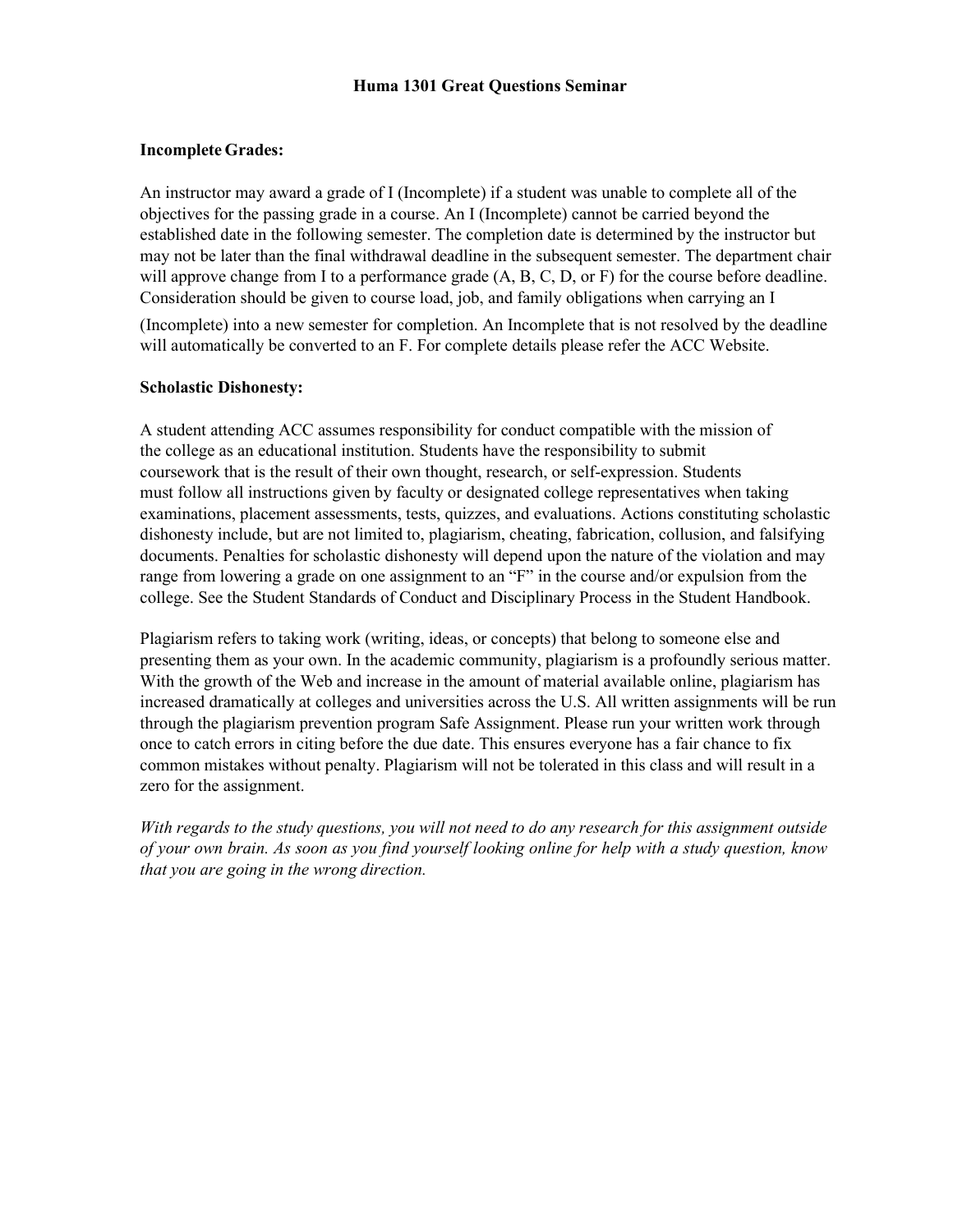# Huma 1301 Great Questions Seminar

**Incomplete Grades:**

An instructor may award a grade of I (Incomplete) if a student was unable to complete all of the objectives for the passing grade in a course. An I (Incomplete) cannot be carried beyond the established date in the following semester. The completion date is determined by the instructor but may not be later than the final withdrawal deadline in the subsequent semester. The department chair will approve change from I to a performance grade (A, B, C, D, or F) for the course before deadline. Consideration should be given to course load, job, and family obligations when carrying an I (Incomplete) into a new semester for completion. An Incomplete that is not resolved by the deadline will automatically be converted to an F. For complete details please refer the ACC Website.

**Scholastic Dishonesty:**

A student attending ACC assumes responsibility for conduct compatible with the mission of the college as an educational institution. Students have the responsibility to submit coursework that is the result of their own thought, research, or self-expression. Students must follow all instructions given by faculty or designated college representatives when taking examinations, placement assessments, tests, quizzes, and evaluations. Actions constituting scholastic dishonesty include, but are not limited to, plagiarism, cheating, fabrication, collusion, and falsifying documents. Penalties for scholastic dishonesty will depend upon the nature of the violation and may range from lowering a grade on one assignment to an "F" in the course and/or expulsion from the college. See the Student Standards of Conduct and Disciplinary Process in the Student Handbook.

Plagiarism refers to taking work (writing, ideas, or concepts) that belong to someone else and presenting them as your own. In the academic community, plagiarism is a profoundly serious matter. With the growth of the Web and increase in the amount of material available online, plagiarism has increased dramatically at colleges and universities across the U.S. All written assignments will be run through the plagiarism prevention program Safe Assignment. Please run your written work through once to catch errors in citing before the due date. This ensures everyone has a fair chance to fix common mistakes without penalty. Plagiarism will not be tolerated in this class and will result in a zero for the assignment.

*With regards to the study questions, you will not need to do any research for this assignment outside of your own brain. As soon as you find yourself looking online for help with a study question, know that you are going in the wrong direction.*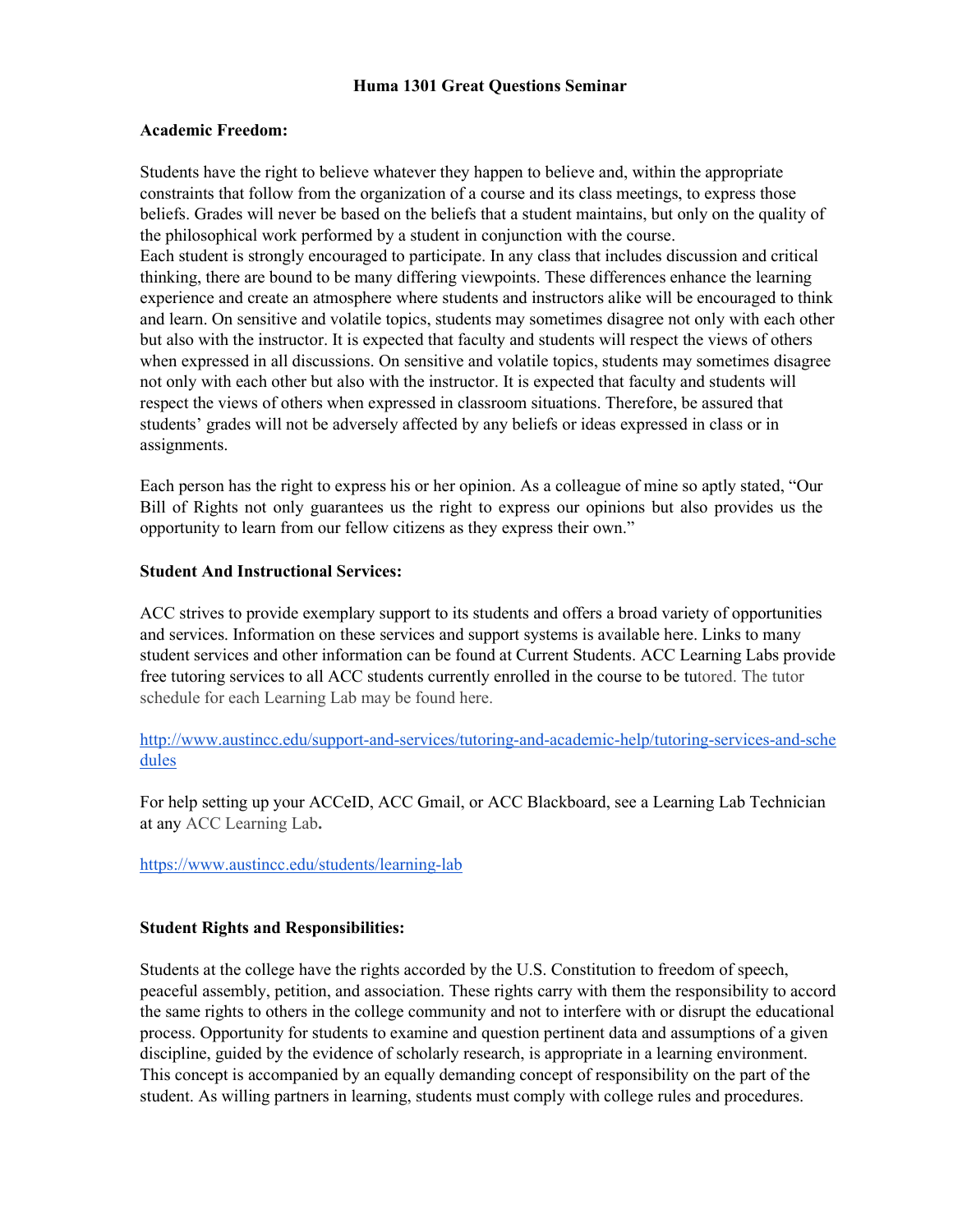**Huma 1301 Great Questions Seminar**

**Academic Freedom:**

Students have the right to believe whatever they happen to believe and, within the appropriate constraints that follow from the organization of a course and its class meetings, to express those beliefs. Grades will never be based on the beliefs that a student maintains, but only on the quality of the philosophical work performed by a student in conjunction with the course.
Each student is strongly encouraged to participate. In any class that includes discussion and critical thinking, there are bound to be many differing viewpoints. These differences enhance the learning experience and create an atmosphere where students and instructors alike will be encouraged to think and learn. On sensitive and volatile topics, students may sometimes disagree not only with each other but also with the instructor. It is expected that faculty and students will respect the views of others when expressed in all discussions. On sensitive and volatile topics, students may sometimes disagree not only with each other but also with the instructor. It is expected that faculty and students will respect the views of others when expressed in classroom situations. Therefore, be assured that students' grades will not be adversely affected by any beliefs or ideas expressed in class or in assignments.

Each person has the right to express his or her opinion. As a colleague of mine so aptly stated, "Our Bill of Rights not only guarantees us the right to express our opinions but also provides us the opportunity to learn from our fellow citizens as they express their own."

**Student And Instructional Services:**

ACC strives to provide exemplary support to its students and offers a broad variety of opportunities and services. Information on these services and support systems is available here. Links to many student services and other information can be found at Current Students. ACC Learning Labs provide free tutoring services to all ACC students currently enrolled in the course to be tutored. The tutor schedule for each Learning Lab may be found here.

http://www.austincc.edu/support-and-services/tutoring-and-academic-help/tutoring-services-and-schedules

For help setting up your ACCeID, ACC Gmail, or ACC Blackboard, see a Learning Lab Technician at any ACC Learning Lab**.**

https://www.austincc.edu/students/learning-lab

**Student Rights and Responsibilities:**

Students at the college have the rights accorded by the U.S. Constitution to freedom of speech, peaceful assembly, petition, and association. These rights carry with them the responsibility to accord the same rights to others in the college community and not to interfere with or disrupt the educational process. Opportunity for students to examine and question pertinent data and assumptions of a given discipline, guided by the evidence of scholarly research, is appropriate in a learning environment. This concept is accompanied by an equally demanding concept of responsibility on the part of the student. As willing partners in learning, students must comply with college rules and procedures.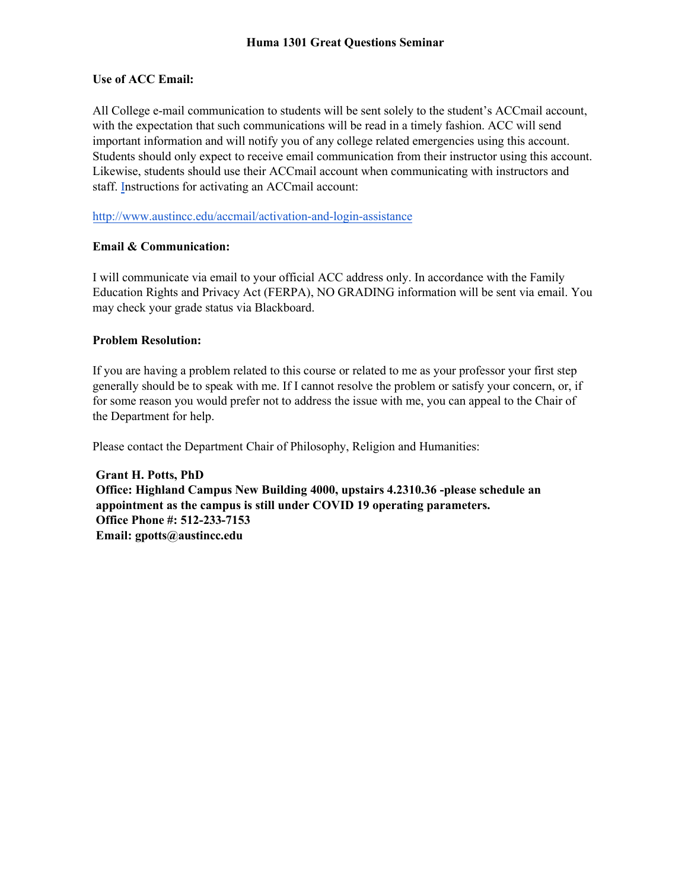**Use of ACC Email:**

All College e-mail communication to students will be sent solely to the student's ACCmail account, with the expectation that such communications will be read in a timely fashion. ACC will send important information and will notify you of any college related emergencies using this account. Students should only expect to receive email communication from their instructor using this account. Likewise, students should use their ACCmail account when communicating with instructors and staff. Instructions for activating an ACCmail account:

http://www.austincc.edu/accmail/activation-and-login-assistance

**Email & Communication:**

I will communicate via email to your official ACC address only. In accordance with the Family Education Rights and Privacy Act (FERPA), NO GRADING information will be sent via email. You may check your grade status via Blackboard.

**Problem Resolution:**

If you are having a problem related to this course or related to me as your professor your first step generally should be to speak with me. If I cannot resolve the problem or satisfy your concern, or, if for some reason you would prefer not to address the issue with me, you can appeal to the Chair of the Department for help.

Please contact the Department Chair of Philosophy, Religion and Humanities:

**Grant H. Potts, PhD**
**Office: Highland Campus New Building 4000, upstairs 4.2310.36 -please schedule an appointment as the campus is still under COVID 19 operating parameters.**
**Office Phone #: 512-233-7153**
**Email: gpotts@austincc.edu**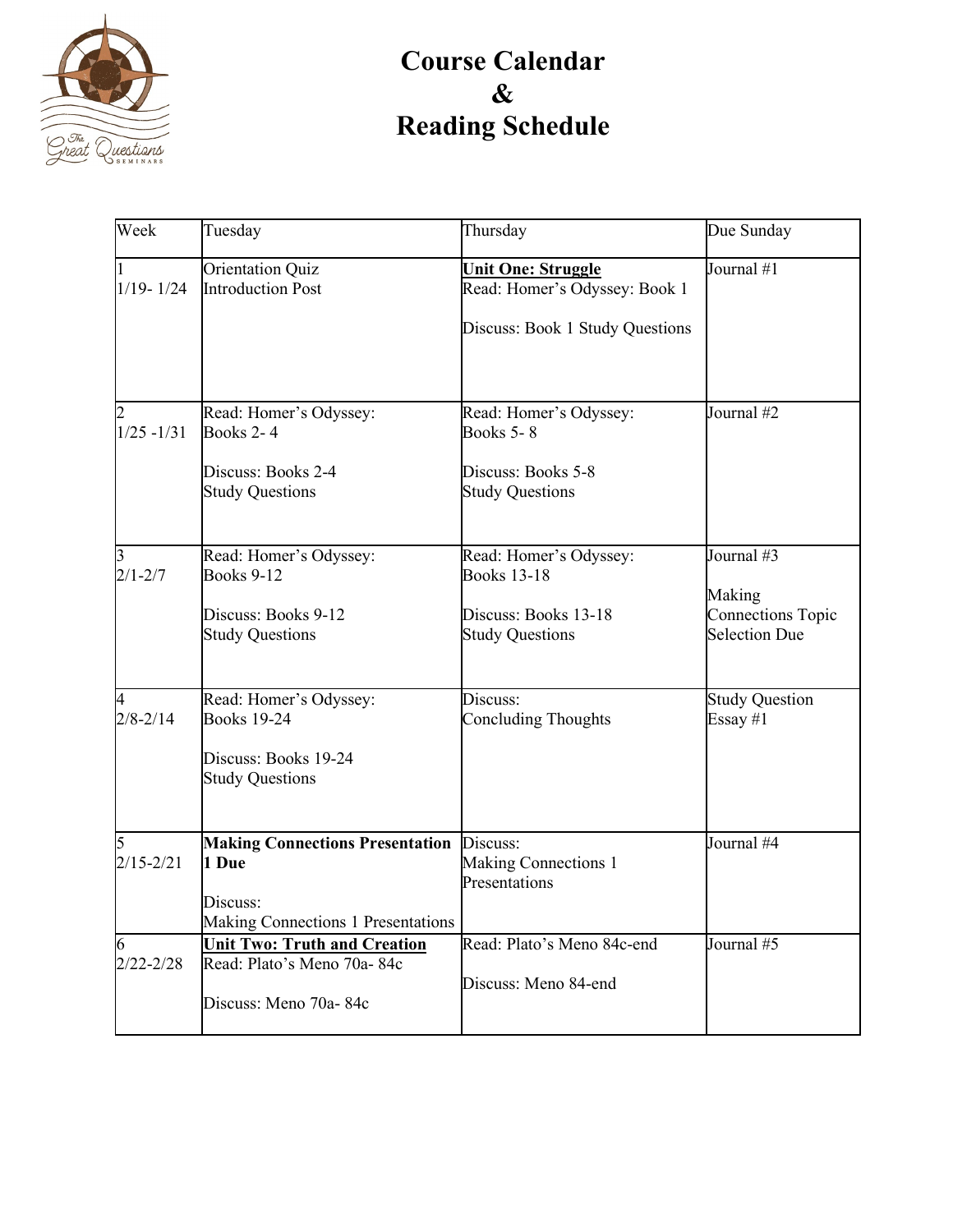# Course Calendar & Reading Schedule

| Week | Tuesday | Thursday | Due Sunday |
|---|---|---|---|
| 1<br>1/19- 1/24 | Orientation Quiz<br>Introduction Post | **Unit One: Struggle**<br>Read: Homer's Odyssey: Book 1<br><br>Discuss: Book 1 Study Questions | Journal #1 |
| 2<br>1/25 -1/31 | Read: Homer's Odyssey: Books 2- 4<br><br>Discuss: Books 2-4 Study Questions | Read: Homer's Odyssey: Books 5- 8<br><br>Discuss: Books 5-8 Study Questions | Journal #2 |
| 3<br>2/1-2/7 | Read: Homer's Odyssey: Books 9-12<br><br>Discuss: Books 9-12 Study Questions | Read: Homer's Odyssey: Books 13-18<br><br>Discuss: Books 13-18 Study Questions | Journal #3<br><br>Making Connections Topic Selection Due |
| 4<br>2/8-2/14 | Read: Homer's Odyssey: Books 19-24<br><br>Discuss: Books 19-24 Study Questions | Discuss: Concluding Thoughts | Study Question Essay #1 |
| 5<br>2/15-2/21 | **Making Connections Presentation 1 Due**<br><br>Discuss: Making Connections 1 Presentations | Discuss: Making Connections 1 Presentations | Journal #4 |
| 6<br>2/22-2/28 | **Unit Two: Truth and Creation**<br>Read: Plato's Meno 70a- 84c<br><br>Discuss: Meno 70a- 84c | Read: Plato's Meno 84c-end<br><br>Discuss: Meno 84-end | Journal #5 |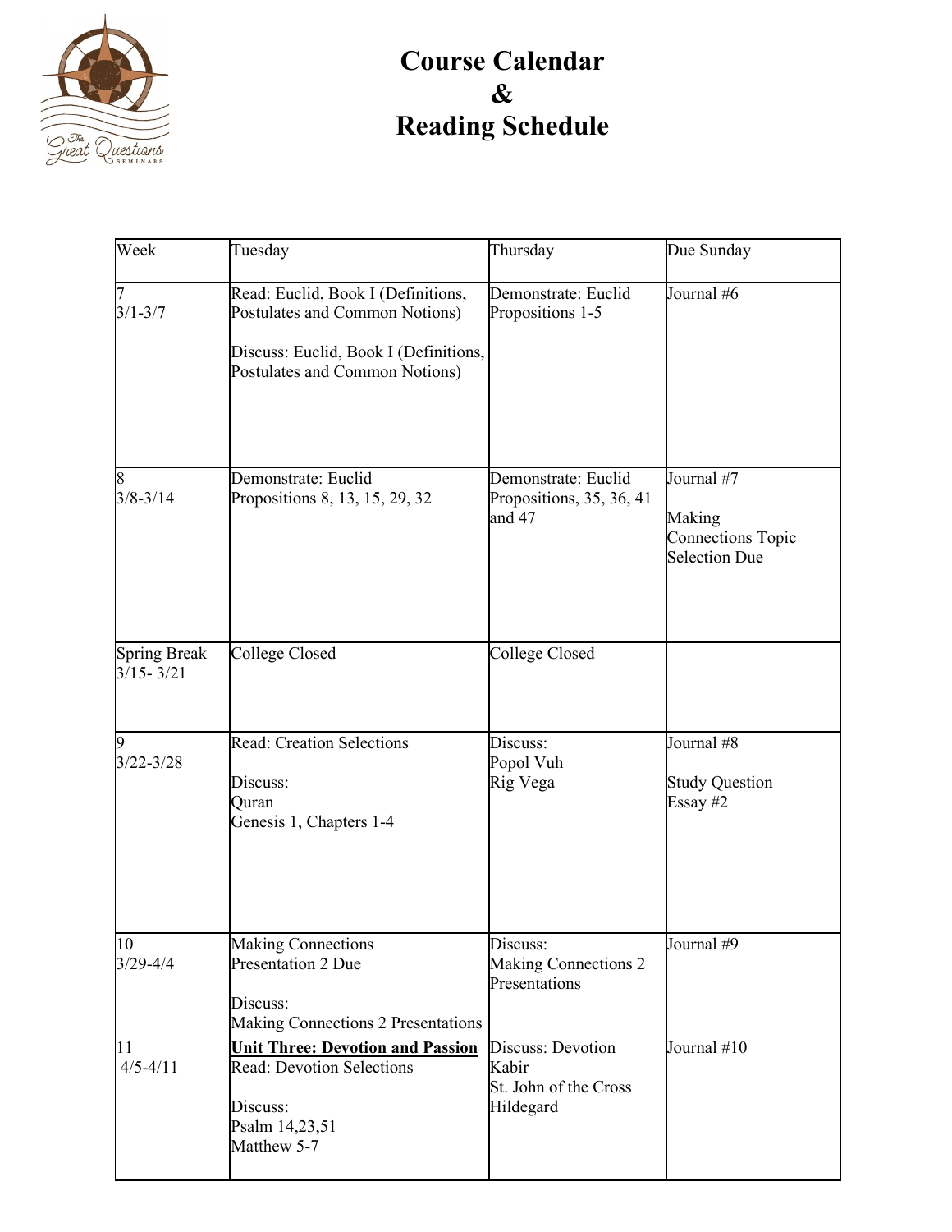# Course Calendar & Reading Schedule

| Week | Tuesday | Thursday | Due Sunday |
|---|---|---|---|
| 7<br>3/1-3/7 | Read: Euclid, Book I (Definitions, Postulates and Common Notions)<br><br>Discuss: Euclid, Book I (Definitions, Postulates and Common Notions) | Demonstrate: Euclid Propositions 1-5 | Journal #6 |
| 8<br>3/8-3/14 | Demonstrate: Euclid Propositions 8, 13, 15, 29, 32 | Demonstrate: Euclid Propositions, 35, 36, 41 and 47 | Journal #7<br><br>Making Connections Topic Selection Due |
| Spring Break<br>3/15- 3/21 | College Closed | College Closed | |
| 9<br>3/22-3/28 | Read: Creation Selections<br><br>Discuss:<br>Quran<br>Genesis 1, Chapters 1-4 | Discuss:<br>Popol Vuh<br>Rig Vega | Journal #8<br><br>Study Question Essay #2 |
| 10<br>3/29-4/4 | Making Connections Presentation 2 Due<br><br>Discuss:<br>Making Connections 2 Presentations | Discuss:<br>Making Connections 2 Presentations | Journal #9 |
| 11<br>4/5-4/11 | **<u>Unit Three: Devotion and Passion</u>**<br>Read: Devotion Selections<br><br>Discuss:<br>Psalm 14,23,51<br>Matthew 5-7 | Discuss: Devotion<br>Kabir<br>St. John of the Cross<br>Hildegard | Journal #10 |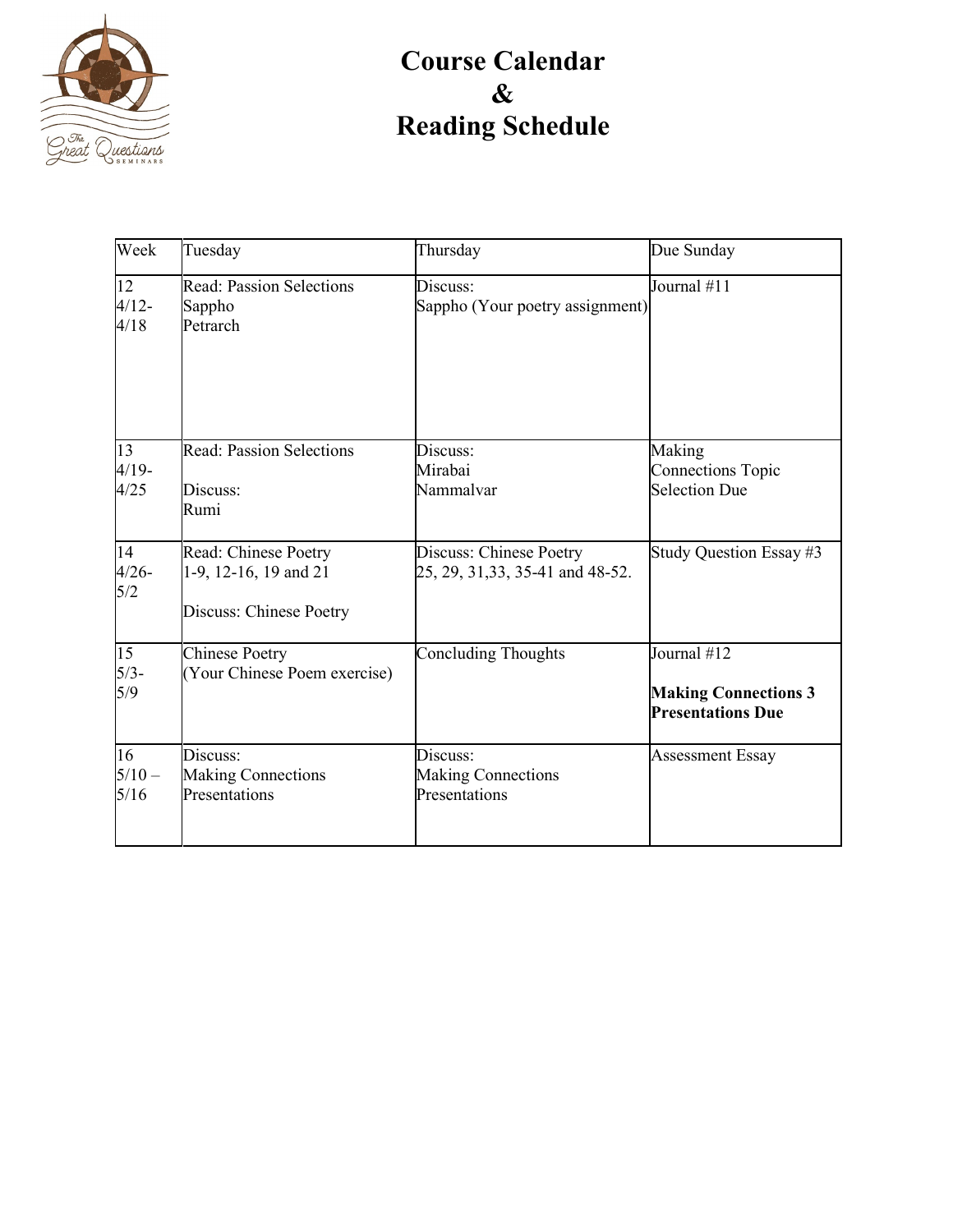# Course Calendar & Reading Schedule

| Week | Tuesday | Thursday | Due Sunday |
| --- | --- | --- | --- |
| 12 4/12-4/18 | Read: Passion Selections<br>Sappho<br>Petrarch | Discuss:<br>Sappho (Your poetry assignment) | Journal #11 |
| 13 4/19-4/25 | Read: Passion Selections<br><br>Discuss:<br>Rumi | Discuss:<br>Mirabai<br>Nammalvar | Making Connections Topic Selection Due |
| 14 4/26-5/2 | Read: Chinese Poetry<br>1-9, 12-16, 19 and 21<br><br>Discuss: Chinese Poetry | Discuss: Chinese Poetry<br>25, 29, 31,33, 35-41 and 48-52. | Study Question Essay #3 |
| 15 5/3-5/9 | Chinese Poetry<br>(Your Chinese Poem exercise) | Concluding Thoughts | Journal #12<br><br>**Making Connections 3 Presentations Due** |
| 16 5/10 – 5/16 | Discuss:<br>Making Connections Presentations | Discuss:<br>Making Connections Presentations | Assessment Essay |